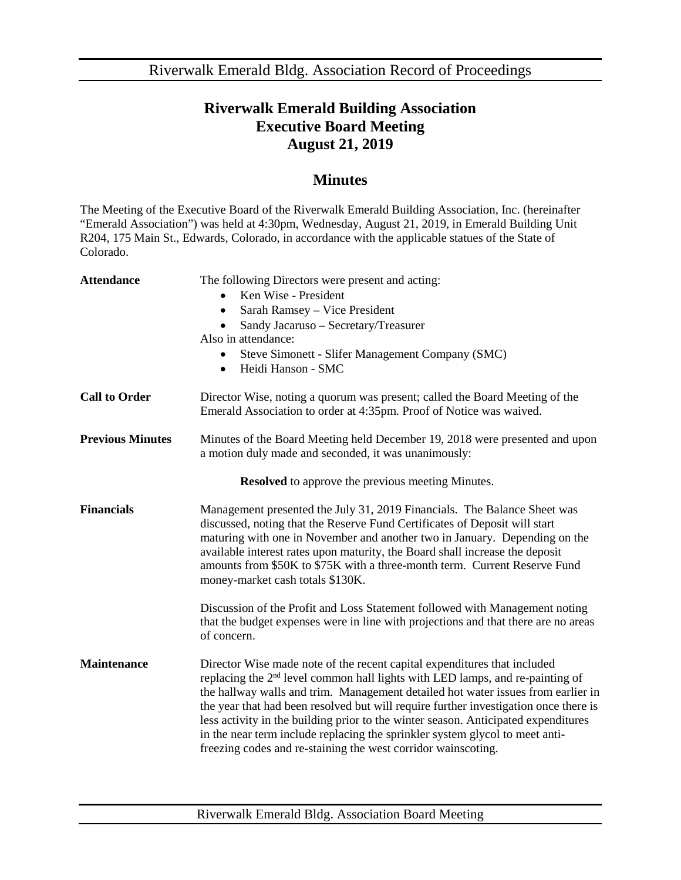# Riverwalk Emerald Building Association
# Executive Board Meeting
# August 21, 2019

## Minutes

The Meeting of the Executive Board of the Riverwalk Emerald Building Association, Inc. (hereinafter "Emerald Association") was held at 4:30pm, Wednesday, August 21, 2019, in Emerald Building Unit R204, 175 Main St., Edwards, Colorado, in accordance with the applicable statues of the State of Colorado.

**Attendance**

The following Directors were present and acting:

- Ken Wise - President
- Sarah Ramsey – Vice President
- Sandy Jacaruso – Secretary/Treasurer

Also in attendance:

- Steve Simonett - Slifer Management Company (SMC)
- Heidi Hanson - SMC

**Call to Order**

Director Wise, noting a quorum was present; called the Board Meeting of the Emerald Association to order at 4:35pm. Proof of Notice was waived.

**Previous Minutes**

Minutes of the Board Meeting held December 19, 2018 were presented and upon a motion duly made and seconded, it was unanimously:

**Resolved** to approve the previous meeting Minutes.

**Financials**

Management presented the July 31, 2019 Financials. The Balance Sheet was discussed, noting that the Reserve Fund Certificates of Deposit will start maturing with one in November and another two in January. Depending on the available interest rates upon maturity, the Board shall increase the deposit amounts from \$50K to \$75K with a three-month term. Current Reserve Fund money-market cash totals \$130K.

Discussion of the Profit and Loss Statement followed with Management noting that the budget expenses were in line with projections and that there are no areas of concern.

**Maintenance**

Director Wise made note of the recent capital expenditures that included replacing the 2nd level common hall lights with LED lamps, and re-painting of the hallway walls and trim. Management detailed hot water issues from earlier in the year that had been resolved but will require further investigation once there is less activity in the building prior to the winter season. Anticipated expenditures in the near term include replacing the sprinkler system glycol to meet anti-freezing codes and re-staining the west corridor wainscoting.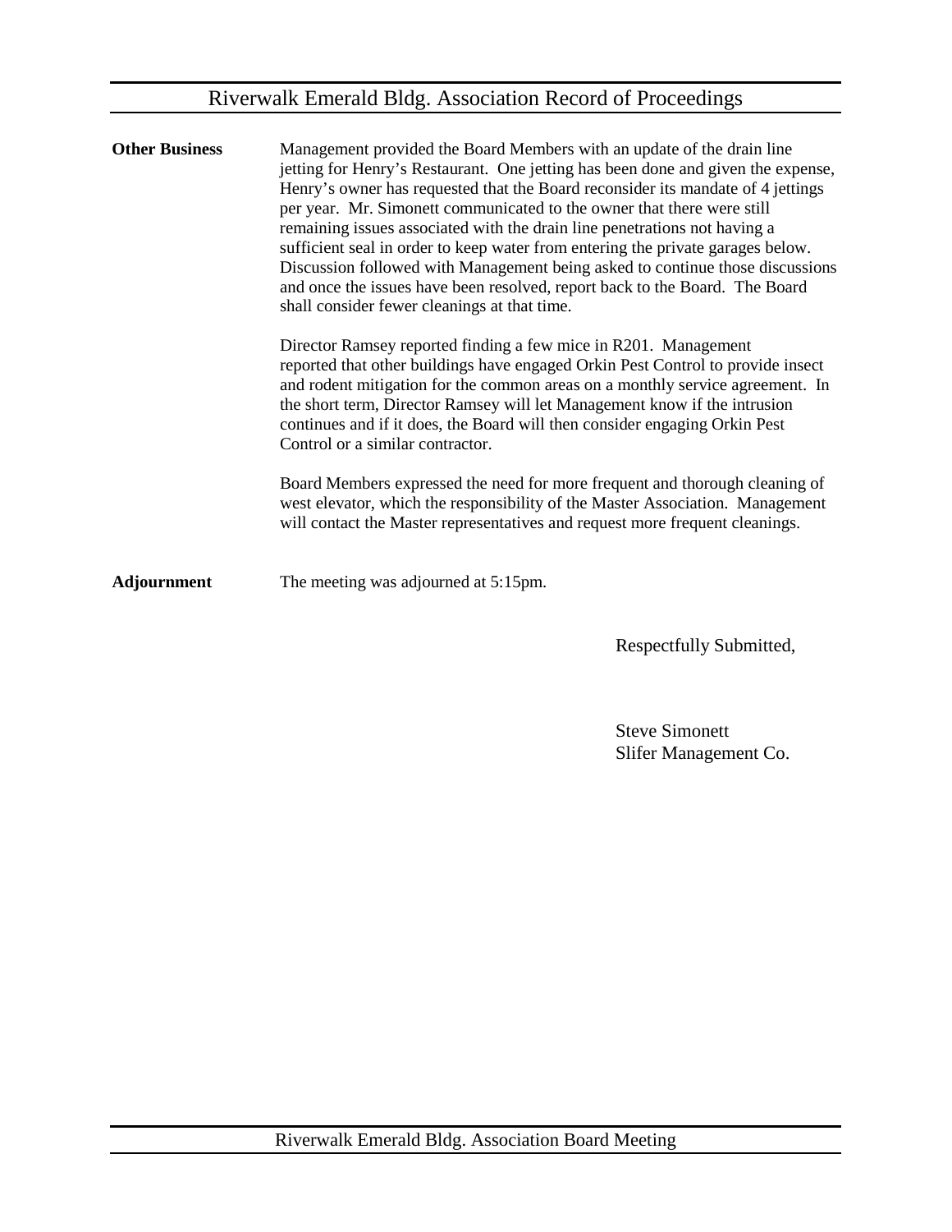**Other Business**

Management provided the Board Members with an update of the drain line jetting for Henry's Restaurant. One jetting has been done and given the expense, Henry's owner has requested that the Board reconsider its mandate of 4 jettings per year. Mr. Simonett communicated to the owner that there were still remaining issues associated with the drain line penetrations not having a sufficient seal in order to keep water from entering the private garages below. Discussion followed with Management being asked to continue those discussions and once the issues have been resolved, report back to the Board. The Board shall consider fewer cleanings at that time.

Director Ramsey reported finding a few mice in R201. Management reported that other buildings have engaged Orkin Pest Control to provide insect and rodent mitigation for the common areas on a monthly service agreement. In the short term, Director Ramsey will let Management know if the intrusion continues and if it does, the Board will then consider engaging Orkin Pest Control or a similar contractor.

Board Members expressed the need for more frequent and thorough cleaning of west elevator, which the responsibility of the Master Association. Management will contact the Master representatives and request more frequent cleanings.

**Adjournment**

The meeting was adjourned at 5:15pm.

Respectfully Submitted,

Steve Simonett
Slifer Management Co.